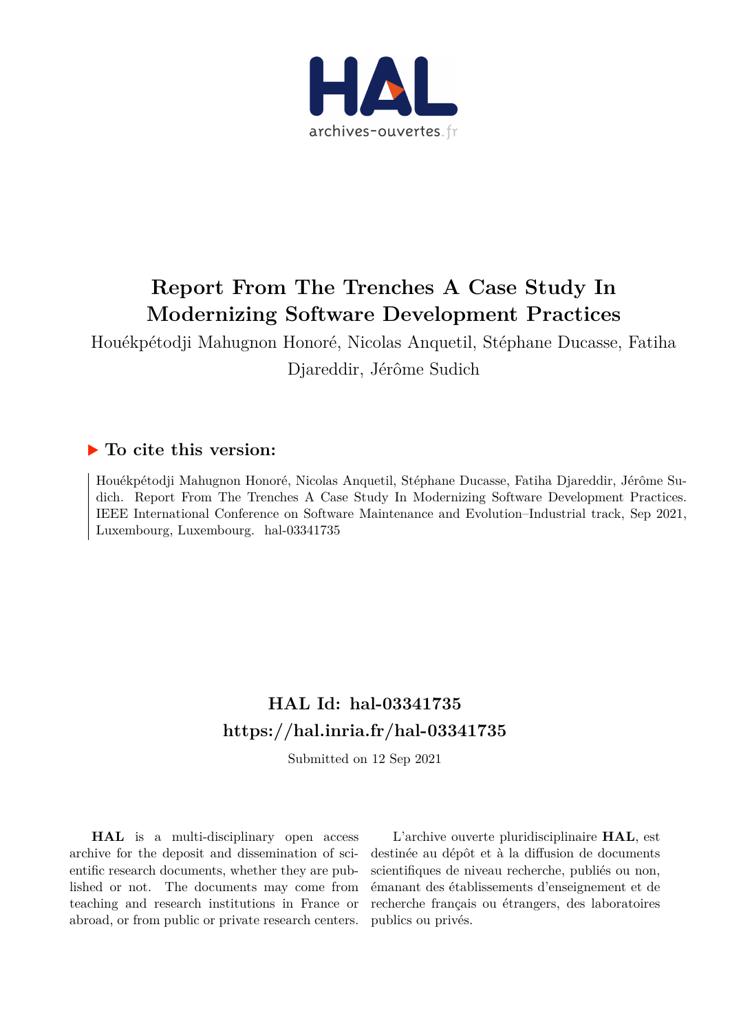# Report From The Trenches A Case Study In Modernizing Software Development Practices

Houékpétodji Mahugnon Honoré, Nicolas Anquetil, Stéphane Ducasse, Fatiha Djareddir, Jérôme Sudich

## ▶ To cite this version:

Houékpétodji Mahugnon Honoré, Nicolas Anquetil, Stéphane Ducasse, Fatiha Djareddir, Jérôme Sudich. Report From The Trenches A Case Study In Modernizing Software Development Practices. IEEE International Conference on Software Maintenance and Evolution–Industrial track, Sep 2021, Luxembourg, Luxembourg. hal-03341735

## HAL Id: hal-03341735
## https://hal.inria.fr/hal-03341735

Submitted on 12 Sep 2021

**HAL** is a multi-disciplinary open access archive for the deposit and dissemination of scientific research documents, whether they are published or not. The documents may come from teaching and research institutions in France or abroad, or from public or private research centers.

L'archive ouverte pluridisciplinaire **HAL**, est destinée au dépôt et à la diffusion de documents scientifiques de niveau recherche, publiés ou non, émanant des établissements d'enseignement et de recherche français ou étrangers, des laboratoires publics ou privés.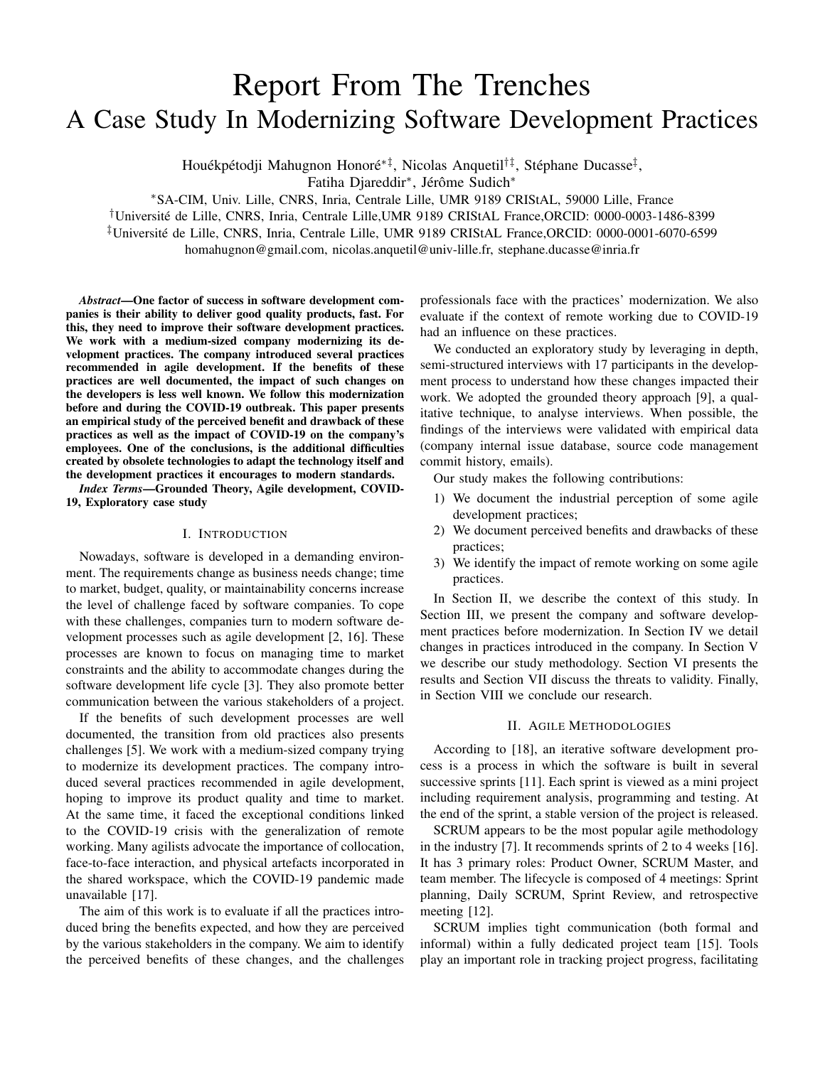# Report From The Trenches
## A Case Study In Modernizing Software Development Practices

Houékpétodji Mahugnon Honoré[*‡], Nicolas Anquetil[†‡], Stéphane Ducasse[‡], Fatiha Djareddir[*], Jérôme Sudich[*]

[*]SA-CIM, Univ. Lille, CNRS, Inria, Centrale Lille, UMR 9189 CRIStAL, 59000 Lille, France

[†]Université de Lille, CNRS, Inria, Centrale Lille,UMR 9189 CRIStAL France,ORCID: 0000-0003-1486-8399

[‡]Université de Lille, CNRS, Inria, Centrale Lille, UMR 9189 CRIStAL France,ORCID: 0000-0001-6070-6599

homahugnon@gmail.com, nicolas.anquetil@univ-lille.fr, stephane.ducasse@inria.fr

***Abstract*—One factor of success in software development companies is their ability to deliver good quality products, fast. For this, they need to improve their software development practices. We work with a medium-sized company modernizing its development practices. The company introduced several practices recommended in agile development. If the benefits of these practices are well documented, the impact of such changes on the developers is less well known. We follow this modernization before and during the COVID-19 outbreak. This paper presents an empirical study of the perceived benefit and drawback of these practices as well as the impact of COVID-19 on the company's employees. One of the conclusions, is the additional difficulties created by obsolete technologies to adapt the technology itself and the development practices it encourages to modern standards.**

***Index Terms*—Grounded Theory, Agile development, COVID-19, Exploratory case study**

## I. Introduction

Nowadays, software is developed in a demanding environment. The requirements change as business needs change; time to market, budget, quality, or maintainability concerns increase the level of challenge faced by software companies. To cope with these challenges, companies turn to modern software development processes such as agile development [2, 16]. These processes are known to focus on managing time to market constraints and the ability to accommodate changes during the software development life cycle [3]. They also promote better communication between the various stakeholders of a project.

If the benefits of such development processes are well documented, the transition from old practices also presents challenges [5]. We work with a medium-sized company trying to modernize its development practices. The company introduced several practices recommended in agile development, hoping to improve its product quality and time to market. At the same time, it faced the exceptional conditions linked to the COVID-19 crisis with the generalization of remote working. Many agilists advocate the importance of collocation, face-to-face interaction, and physical artefacts incorporated in the shared workspace, which the COVID-19 pandemic made unavailable [17].

The aim of this work is to evaluate if all the practices introduced bring the benefits expected, and how they are perceived by the various stakeholders in the company. We aim to identify the perceived benefits of these changes, and the challenges professionals face with the practices' modernization. We also evaluate if the context of remote working due to COVID-19 had an influence on these practices.

We conducted an exploratory study by leveraging in depth, semi-structured interviews with 17 participants in the development process to understand how these changes impacted their work. We adopted the grounded theory approach [9], a qualitative technique, to analyse interviews. When possible, the findings of the interviews were validated with empirical data (company internal issue database, source code management commit history, emails).

Our study makes the following contributions:

1) We document the industrial perception of some agile development practices;
2) We document perceived benefits and drawbacks of these practices;
3) We identify the impact of remote working on some agile practices.

In Section II, we describe the context of this study. In Section III, we present the company and software development practices before modernization. In Section IV we detail changes in practices introduced in the company. In Section V we describe our study methodology. Section VI presents the results and Section VII discuss the threats to validity. Finally, in Section VIII we conclude our research.

## II. Agile Methodologies

According to [18], an iterative software development process is a process in which the software is built in several successive sprints [11]. Each sprint is viewed as a mini project including requirement analysis, programming and testing. At the end of the sprint, a stable version of the project is released.

SCRUM appears to be the most popular agile methodology in the industry [7]. It recommends sprints of 2 to 4 weeks [16]. It has 3 primary roles: Product Owner, SCRUM Master, and team member. The lifecycle is composed of 4 meetings: Sprint planning, Daily SCRUM, Sprint Review, and retrospective meeting [12].

SCRUM implies tight communication (both formal and informal) within a fully dedicated project team [15]. Tools play an important role in tracking project progress, facilitating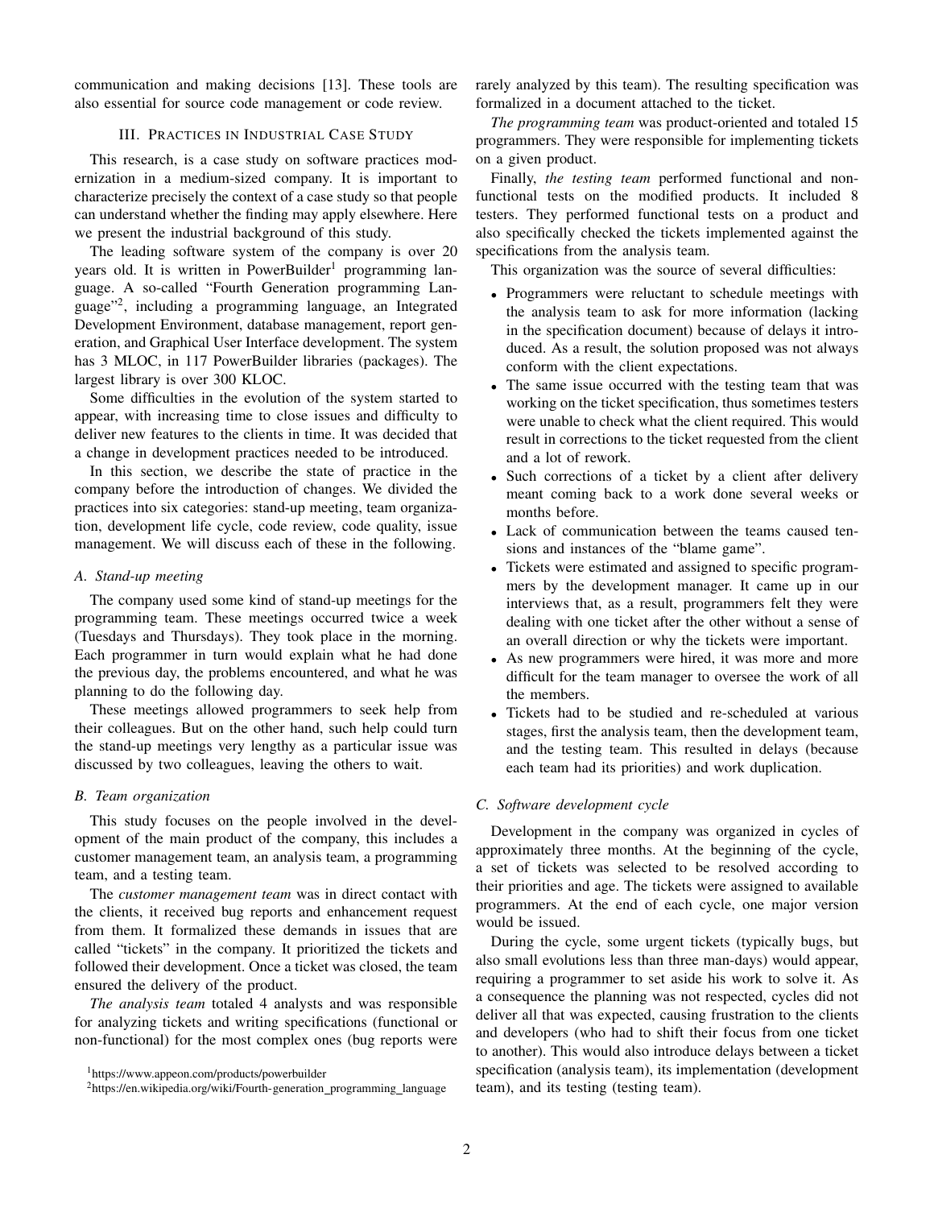communication and making decisions [13]. These tools are also essential for source code management or code review.

## III. Practices in Industrial Case Study

This research, is a case study on software practices modernization in a medium-sized company. It is important to characterize precisely the context of a case study so that people can understand whether the finding may apply elsewhere. Here we present the industrial background of this study.

The leading software system of the company is over 20 years old. It is written in PowerBuilder[1] programming language. A so-called "Fourth Generation programming Language"[2], including a programming language, an Integrated Development Environment, database management, report generation, and Graphical User Interface development. The system has 3 MLOC, in 117 PowerBuilder libraries (packages). The largest library is over 300 KLOC.

Some difficulties in the evolution of the system started to appear, with increasing time to close issues and difficulty to deliver new features to the clients in time. It was decided that a change in development practices needed to be introduced.

In this section, we describe the state of practice in the company before the introduction of changes. We divided the practices into six categories: stand-up meeting, team organization, development life cycle, code review, code quality, issue management. We will discuss each of these in the following.

### A. Stand-up meeting

The company used some kind of stand-up meetings for the programming team. These meetings occurred twice a week (Tuesdays and Thursdays). They took place in the morning. Each programmer in turn would explain what he had done the previous day, the problems encountered, and what he was planning to do the following day.

These meetings allowed programmers to seek help from their colleagues. But on the other hand, such help could turn the stand-up meetings very lengthy as a particular issue was discussed by two colleagues, leaving the others to wait.

### B. Team organization

This study focuses on the people involved in the development of the main product of the company, this includes a customer management team, an analysis team, a programming team, and a testing team.

The *customer management team* was in direct contact with the clients, it received bug reports and enhancement request from them. It formalized these demands in issues that are called "tickets" in the company. It prioritized the tickets and followed their development. Once a ticket was closed, the team ensured the delivery of the product.

*The analysis team* totaled 4 analysts and was responsible for analyzing tickets and writing specifications (functional or non-functional) for the most complex ones (bug reports were rarely analyzed by this team). The resulting specification was formalized in a document attached to the ticket.

*The programming team* was product-oriented and totaled 15 programmers. They were responsible for implementing tickets on a given product.

Finally, *the testing team* performed functional and non-functional tests on the modified products. It included 8 testers. They performed functional tests on a product and also specifically checked the tickets implemented against the specifications from the analysis team.

This organization was the source of several difficulties:

- Programmers were reluctant to schedule meetings with the analysis team to ask for more information (lacking in the specification document) because of delays it introduced. As a result, the solution proposed was not always conform with the client expectations.
- The same issue occurred with the testing team that was working on the ticket specification, thus sometimes testers were unable to check what the client required. This would result in corrections to the ticket requested from the client and a lot of rework.
- Such corrections of a ticket by a client after delivery meant coming back to a work done several weeks or months before.
- Lack of communication between the teams caused tensions and instances of the "blame game".
- Tickets were estimated and assigned to specific programmers by the development manager. It came up in our interviews that, as a result, programmers felt they were dealing with one ticket after the other without a sense of an overall direction or why the tickets were important.
- As new programmers were hired, it was more and more difficult for the team manager to oversee the work of all the members.
- Tickets had to be studied and re-scheduled at various stages, first the analysis team, then the development team, and the testing team. This resulted in delays (because each team had its priorities) and work duplication.

### C. Software development cycle

Development in the company was organized in cycles of approximately three months. At the beginning of the cycle, a set of tickets was selected to be resolved according to their priorities and age. The tickets were assigned to available programmers. At the end of each cycle, one major version would be issued.

During the cycle, some urgent tickets (typically bugs, but also small evolutions less than three man-days) would appear, requiring a programmer to set aside his work to solve it. As a consequence the planning was not respected, cycles did not deliver all that was expected, causing frustration to the clients and developers (who had to shift their focus from one ticket to another). This would also introduce delays between a ticket specification (analysis team), its implementation (development team), and its testing (testing team).

[1] https://www.appeon.com/products/powerbuilder

[2] https://en.wikipedia.org/wiki/Fourth-generation_programming_language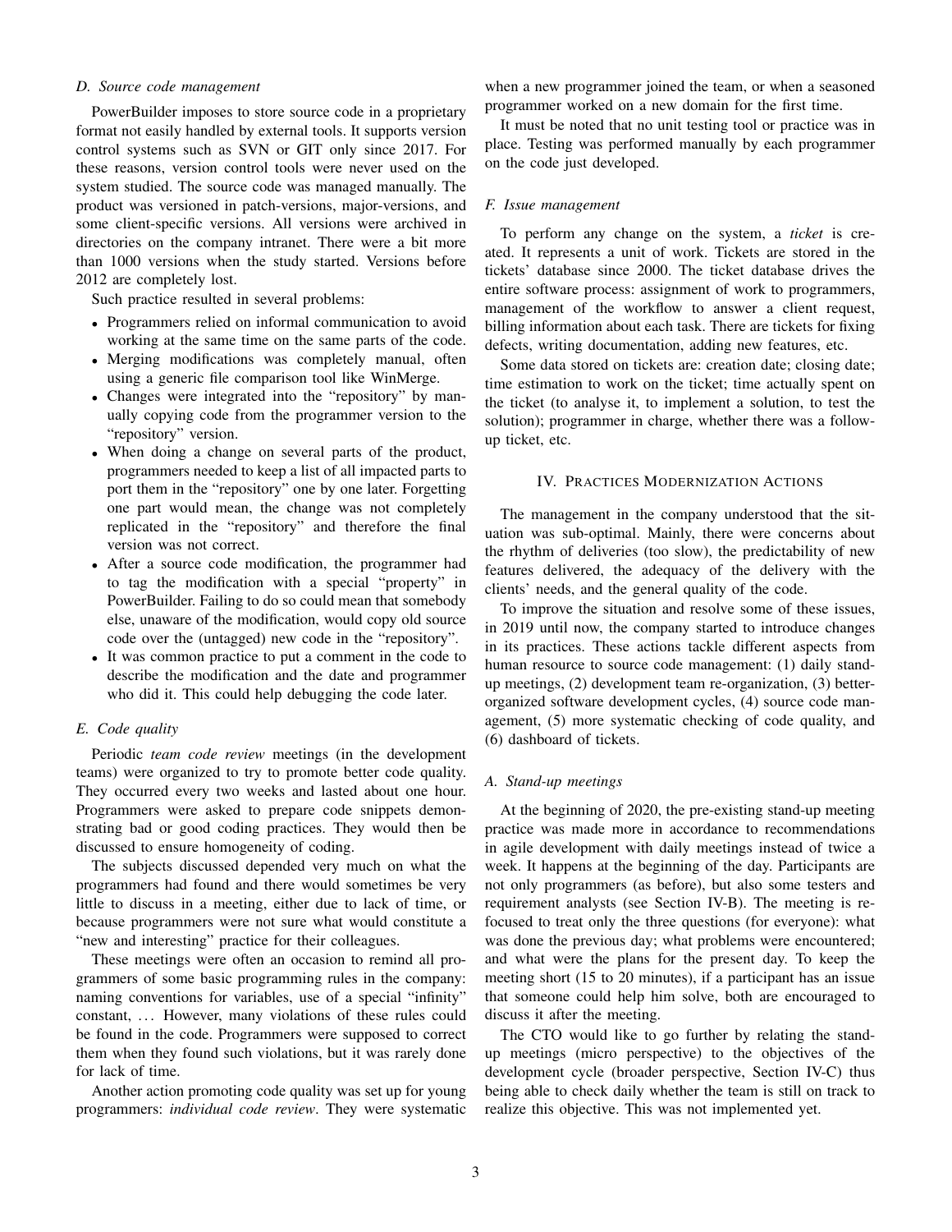### D. Source code management

PowerBuilder imposes to store source code in a proprietary format not easily handled by external tools. It supports version control systems such as SVN or GIT only since 2017. For these reasons, version control tools were never used on the system studied. The source code was managed manually. The product was versioned in patch-versions, major-versions, and some client-specific versions. All versions were archived in directories on the company intranet. There were a bit more than 1000 versions when the study started. Versions before 2012 are completely lost.

Such practice resulted in several problems:

- Programmers relied on informal communication to avoid working at the same time on the same parts of the code.
- Merging modifications was completely manual, often using a generic file comparison tool like WinMerge.
- Changes were integrated into the "repository" by manually copying code from the programmer version to the "repository" version.
- When doing a change on several parts of the product, programmers needed to keep a list of all impacted parts to port them in the "repository" one by one later. Forgetting one part would mean, the change was not completely replicated in the "repository" and therefore the final version was not correct.
- After a source code modification, the programmer had to tag the modification with a special "property" in PowerBuilder. Failing to do so could mean that somebody else, unaware of the modification, would copy old source code over the (untagged) new code in the "repository".
- It was common practice to put a comment in the code to describe the modification and the date and programmer who did it. This could help debugging the code later.

### E. Code quality

Periodic *team code review* meetings (in the development teams) were organized to try to promote better code quality. They occurred every two weeks and lasted about one hour. Programmers were asked to prepare code snippets demonstrating bad or good coding practices. They would then be discussed to ensure homogeneity of coding.

The subjects discussed depended very much on what the programmers had found and there would sometimes be very little to discuss in a meeting, either due to lack of time, or because programmers were not sure what would constitute a "new and interesting" practice for their colleagues.

These meetings were often an occasion to remind all programmers of some basic programming rules in the company: naming conventions for variables, use of a special "infinity" constant, ... However, many violations of these rules could be found in the code. Programmers were supposed to correct them when they found such violations, but it was rarely done for lack of time.

Another action promoting code quality was set up for young programmers: *individual code review*. They were systematic when a new programmer joined the team, or when a seasoned programmer worked on a new domain for the first time.

It must be noted that no unit testing tool or practice was in place. Testing was performed manually by each programmer on the code just developed.

### F. Issue management

To perform any change on the system, a *ticket* is created. It represents a unit of work. Tickets are stored in the tickets' database since 2000. The ticket database drives the entire software process: assignment of work to programmers, management of the workflow to answer a client request, billing information about each task. There are tickets for fixing defects, writing documentation, adding new features, etc.

Some data stored on tickets are: creation date; closing date; time estimation to work on the ticket; time actually spent on the ticket (to analyse it, to implement a solution, to test the solution); programmer in charge, whether there was a follow-up ticket, etc.

## IV. Practices Modernization Actions

The management in the company understood that the situation was sub-optimal. Mainly, there were concerns about the rhythm of deliveries (too slow), the predictability of new features delivered, the adequacy of the delivery with the clients' needs, and the general quality of the code.

To improve the situation and resolve some of these issues, in 2019 until now, the company started to introduce changes in its practices. These actions tackle different aspects from human resource to source code management: (1) daily stand-up meetings, (2) development team re-organization, (3) better-organized software development cycles, (4) source code management, (5) more systematic checking of code quality, and (6) dashboard of tickets.

### A. Stand-up meetings

At the beginning of 2020, the pre-existing stand-up meeting practice was made more in accordance to recommendations in agile development with daily meetings instead of twice a week. It happens at the beginning of the day. Participants are not only programmers (as before), but also some testers and requirement analysts (see Section IV-B). The meeting is re-focused to treat only the three questions (for everyone): what was done the previous day; what problems were encountered; and what were the plans for the present day. To keep the meeting short (15 to 20 minutes), if a participant has an issue that someone could help him solve, both are encouraged to discuss it after the meeting.

The CTO would like to go further by relating the stand-up meetings (micro perspective) to the objectives of the development cycle (broader perspective, Section IV-C) thus being able to check daily whether the team is still on track to realize this objective. This was not implemented yet.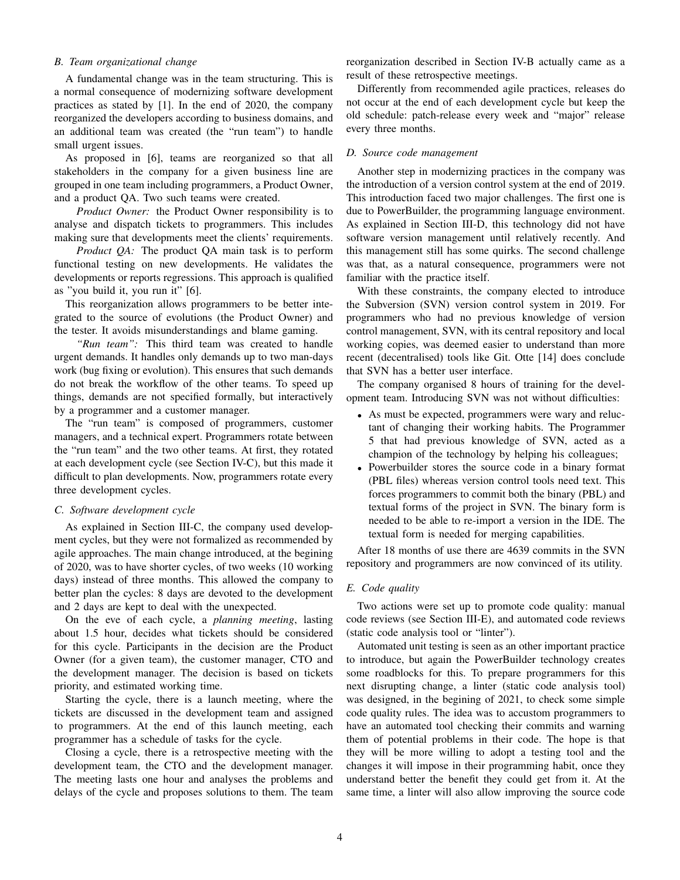### B. Team organizational change

A fundamental change was in the team structuring. This is a normal consequence of modernizing software development practices as stated by [1]. In the end of 2020, the company reorganized the developers according to business domains, and an additional team was created (the "run team") to handle small urgent issues.

As proposed in [6], teams are reorganized so that all stakeholders in the company for a given business line are grouped in one team including programmers, a Product Owner, and a product QA. Two such teams were created.

*Product Owner:* the Product Owner responsibility is to analyse and dispatch tickets to programmers. This includes making sure that developments meet the clients' requirements.

*Product QA:* The product QA main task is to perform functional testing on new developments. He validates the developments or reports regressions. This approach is qualified as "you build it, you run it" [6].

This reorganization allows programmers to be better integrated to the source of evolutions (the Product Owner) and the tester. It avoids misunderstandings and blame gaming.

*"Run team":* This third team was created to handle urgent demands. It handles only demands up to two man-days work (bug fixing or evolution). This ensures that such demands do not break the workflow of the other teams. To speed up things, demands are not specified formally, but interactively by a programmer and a customer manager.

The "run team" is composed of programmers, customer managers, and a technical expert. Programmers rotate between the "run team" and the two other teams. At first, they rotated at each development cycle (see Section IV-C), but this made it difficult to plan developments. Now, programmers rotate every three development cycles.

### C. Software development cycle

As explained in Section III-C, the company used development cycles, but they were not formalized as recommended by agile approaches. The main change introduced, at the begining of 2020, was to have shorter cycles, of two weeks (10 working days) instead of three months. This allowed the company to better plan the cycles: 8 days are devoted to the development and 2 days are kept to deal with the unexpected.

On the eve of each cycle, a *planning meeting*, lasting about 1.5 hour, decides what tickets should be considered for this cycle. Participants in the decision are the Product Owner (for a given team), the customer manager, CTO and the development manager. The decision is based on tickets priority, and estimated working time.

Starting the cycle, there is a launch meeting, where the tickets are discussed in the development team and assigned to programmers. At the end of this launch meeting, each programmer has a schedule of tasks for the cycle.

Closing a cycle, there is a retrospective meeting with the development team, the CTO and the development manager. The meeting lasts one hour and analyses the problems and delays of the cycle and proposes solutions to them. The team reorganization described in Section IV-B actually came as a result of these retrospective meetings.

Differently from recommended agile practices, releases do not occur at the end of each development cycle but keep the old schedule: patch-release every week and "major" release every three months.

### D. Source code management

Another step in modernizing practices in the company was the introduction of a version control system at the end of 2019. This introduction faced two major challenges. The first one is due to PowerBuilder, the programming language environment. As explained in Section III-D, this technology did not have software version management until relatively recently. And this management still has some quirks. The second challenge was that, as a natural consequence, programmers were not familiar with the practice itself.

With these constraints, the company elected to introduce the Subversion (SVN) version control system in 2019. For programmers who had no previous knowledge of version control management, SVN, with its central repository and local working copies, was deemed easier to understand than more recent (decentralised) tools like Git. Otte [14] does conclude that SVN has a better user interface.

The company organised 8 hours of training for the development team. Introducing SVN was not without difficulties:

- As must be expected, programmers were wary and reluctant of changing their working habits. The Programmer 5 that had previous knowledge of SVN, acted as a champion of the technology by helping his colleagues;
- Powerbuilder stores the source code in a binary format (PBL files) whereas version control tools need text. This forces programmers to commit both the binary (PBL) and textual forms of the project in SVN. The binary form is needed to be able to re-import a version in the IDE. The textual form is needed for merging capabilities.

After 18 months of use there are 4639 commits in the SVN repository and programmers are now convinced of its utility.

### E. Code quality

Two actions were set up to promote code quality: manual code reviews (see Section III-E), and automated code reviews (static code analysis tool or "linter").

Automated unit testing is seen as an other important practice to introduce, but again the PowerBuilder technology creates some roadblocks for this. To prepare programmers for this next disrupting change, a linter (static code analysis tool) was designed, in the begining of 2021, to check some simple code quality rules. The idea was to accustom programmers to have an automated tool checking their commits and warning them of potential problems in their code. The hope is that they will be more willing to adopt a testing tool and the changes it will impose in their programming habit, once they understand better the benefit they could get from it. At the same time, a linter will also allow improving the source code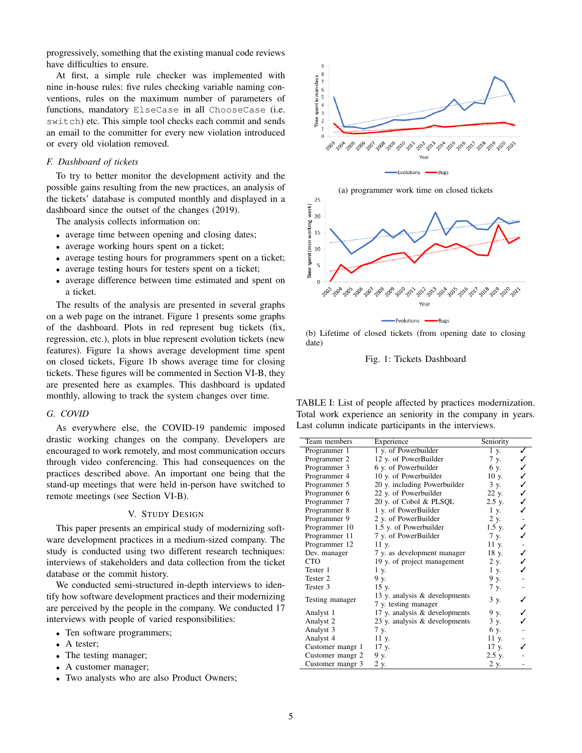progressively, something that the existing manual code reviews have difficulties to ensure.

At first, a simple rule checker was implemented with nine in-house rules: five rules checking variable naming conventions, rules on the maximum number of parameters of functions, mandatory `ElseCase` in all `ChooseCase` (i.e. `switch`) etc. This simple tool checks each commit and sends an email to the committer for every new violation introduced or every old violation removed.

### *F. Dashboard of tickets*

To try to better monitor the development activity and the possible gains resulting from the new practices, an analysis of the tickets' database is computed monthly and displayed in a dashboard since the outset of the changes (2019).

The analysis collects information on:

- average time between opening and closing dates;
- average working hours spent on a ticket;
- average testing hours for programmers spent on a ticket;
- average testing hours for testers spent on a ticket;
- average difference between time estimated and spent on a ticket.

The results of the analysis are presented in several graphs on a web page on the intranet. Figure 1 presents some graphs of the dashboard. Plots in red represent bug tickets (fix, regression, etc.), plots in blue represent evolution tickets (new features). Figure 1a shows average development time spent on closed tickets, Figure 1b shows average time for closing tickets. These figures will be commented in Section VI-B, they are presented here as examples. This dashboard is updated monthly, allowing to track the system changes over time.

(a) programmer work time on closed tickets

(b) Lifetime of closed tickets (from opening date to closing date)

Fig. 1: Tickets Dashboard

### *G. COVID*

As everywhere else, the COVID-19 pandemic imposed drastic working changes on the company. Developers are encouraged to work remotely, and most communication occurs through video conferencing. This had consequences on the practices described above. An important one being that the stand-up meetings that were held in-person have switched to remote meetings (see Section VI-B).

## V. Study Design

This paper presents an empirical study of modernizing software development practices in a medium-sized company. The study is conducted using two different research techniques: interviews of stakeholders and data collection from the ticket database or the commit history.

We conducted semi-structured in-depth interviews to identify how software development practices and their modernizing are perceived by the people in the company. We conducted 17 interviews with people of varied responsibilities:

- Ten software programmers;
- A tester;
- The testing manager;
- A customer manager;
- Two analysts who are also Product Owners;

TABLE I: List of people affected by practices modernization. Total work experience an seniority in the company in years. Last column indicate participants in the interviews.

| Team members | Experience | Seniority | |
|---|---|---|---|
| Programmer 1 | 1 y. of Powerbuilder | 1 y. | ✓ |
| Programmer 2 | 12 y. of PowerBuilder | 7 y. | ✓ |
| Programmer 3 | 6 y. of Powerbuilder | 6 y. | ✓ |
| Programmer 4 | 10 y. of Powerbuilder | 10 y. | ✓ |
| Programmer 5 | 20 y. including Powerbuilder | 3 y. | ✓ |
| Programmer 6 | 22 y. of Powerbuilder | 22 y. | ✓ |
| Programmer 7 | 20 y. of Cobol & PLSQL | 2.5 y. | ✓ |
| Programmer 8 | 1 y. of PowerBuilder | 1 y. | ✓ |
| Programmer 9 | 2 y. of PowerBuilder | 2 y. | - |
| Programmer 10 | 1.5 y. of Powerbuilder | 1.5 y. | ✓ |
| Programmer 11 | 7 y. of PowerBuilder | 7 y. | ✓ |
| Programmer 12 | 11 y. | 11 y. | - |
| Dev. manager | 7 y. as development manager | 18 y. | ✓ |
| CTO | 19 y. of project management | 2 y. | ✓ |
| Tester 1 | 1 y. | 1 y. | ✓ |
| Tester 2 | 9 y. | 9 y. | - |
| Tester 3 | 15 y. | 7 y. | - |
| Testing manager | 13 y. analysis & developments 7 y. testing manager | 3 y. | ✓ |
| Analyst 1 | 17 y. analysis & developments | 9 y. | ✓ |
| Analyst 2 | 23 y. analysis & developments | 3 y. | ✓ |
| Analyst 3 | 7 y. | 6 y. | - |
| Analyst 4 | 11 y. | 11 y. | - |
| Customer mangr 1 | 17 y. | 17 y. | ✓ |
| Customer mangr 2 | 9 y. | 2.5 y. | - |
| Customer mangr 3 | 2 y. | 2 y. | - |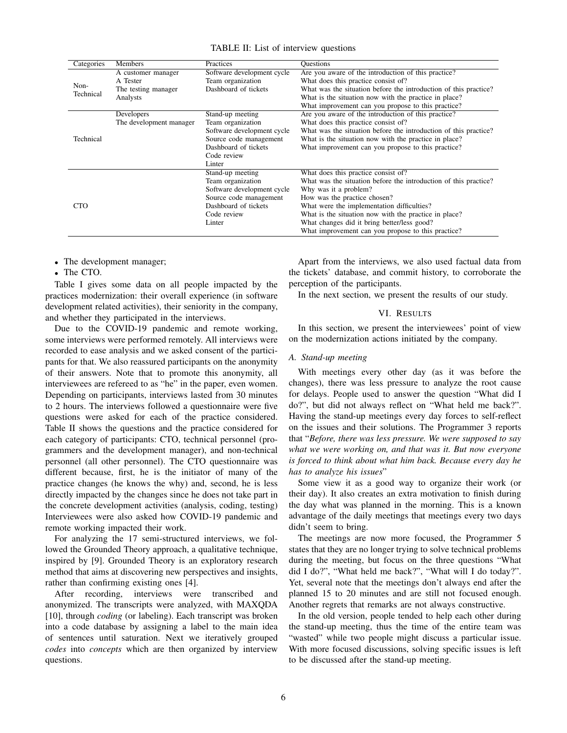TABLE II: List of interview questions

| Categories | Members | Practices | Questions |
|---|---|---|---|
| Non-Technical | A customer manager | Software development cycle | Are you aware of the introduction of this practice? |
| | A Tester | Team organization | What does this practice consist of? |
| | The testing manager | Dashboard of tickets | What was the situation before the introduction of this practice? |
| | Analysts | | What is the situation now with the practice in place? |
| | | | What improvement can you propose to this practice? |
| Technical | Developers | Stand-up meeting | Are you aware of the introduction of this practice? |
| | The development manager | Team organization | What does this practice consist of? |
| | | Software development cycle | What was the situation before the introduction of this practice? |
| | | Source code management | What is the situation now with the practice in place? |
| | | Dashboard of tickets | What improvement can you propose to this practice? |
| | | Code review | |
| | | Linter | |
| CTO | | Stand-up meeting | What does this practice consist of? |
| | | Team organization | What was the situation before the introduction of this practice? |
| | | Software development cycle | Why was it a problem? |
| | | Source code management | How was the practice chosen? |
| | | Dashboard of tickets | What were the implementation difficulties? |
| | | Code review | What is the situation now with the practice in place? |
| | | Linter | What changes did it bring better/less good? |
| | | | What improvement can you propose to this practice? |

- The development manager;
- The CTO.

Table I gives some data on all people impacted by the practices modernization: their overall experience (in software development related activities), their seniority in the company, and whether they participated in the interviews.

Due to the COVID-19 pandemic and remote working, some interviews were performed remotely. All interviews were recorded to ease analysis and we asked consent of the participants for that. We also reassured participants on the anonymity of their answers. Note that to promote this anonymity, all interviewees are refereed to as "he" in the paper, even women. Depending on participants, interviews lasted from 30 minutes to 2 hours. The interviews followed a questionnaire were five questions were asked for each of the practice considered. Table II shows the questions and the practice considered for each category of participants: CTO, technical personnel (programmers and the development manager), and non-technical personnel (all other personnel). The CTO questionnaire was different because, first, he is the initiator of many of the practice changes (he knows the why) and, second, he is less directly impacted by the changes since he does not take part in the concrete development activities (analysis, coding, testing) Interviewees were also asked how COVID-19 pandemic and remote working impacted their work.

For analyzing the 17 semi-structured interviews, we followed the Grounded Theory approach, a qualitative technique, inspired by [9]. Grounded Theory is an exploratory research method that aims at discovering new perspectives and insights, rather than confirming existing ones [4].

After recording, interviews were transcribed and anonymized. The transcripts were analyzed, with MAXQDA [10], through *coding* (or labeling). Each transcript was broken into a code database by assigning a label to the main idea of sentences until saturation. Next we iteratively grouped *codes* into *concepts* which are then organized by interview questions.

Apart from the interviews, we also used factual data from the tickets' database, and commit history, to corroborate the perception of the participants.

In the next section, we present the results of our study.

## VI. Results

In this section, we present the interviewees' point of view on the modernization actions initiated by the company.

### A. Stand-up meeting

With meetings every other day (as it was before the changes), there was less pressure to analyze the root cause for delays. People used to answer the question "What did I do?", but did not always reflect on "What held me back?". Having the stand-up meetings every day forces to self-reflect on the issues and their solutions. The Programmer 3 reports that "*Before, there was less pressure. We were supposed to say what we were working on, and that was it. But now everyone is forced to think about what him back. Because every day he has to analyze his issues*"

Some view it as a good way to organize their work (or their day). It also creates an extra motivation to finish during the day what was planned in the morning. This is a known advantage of the daily meetings that meetings every two days didn't seem to bring.

The meetings are now more focused, the Programmer 5 states that they are no longer trying to solve technical problems during the meeting, but focus on the three questions "What did I do?", "What held me back?", "What will I do today?". Yet, several note that the meetings don't always end after the planned 15 to 20 minutes and are still not focused enough. Another regrets that remarks are not always constructive.

In the old version, people tended to help each other during the stand-up meeting, thus the time of the entire team was "wasted" while two people might discuss a particular issue. With more focused discussions, solving specific issues is left to be discussed after the stand-up meeting.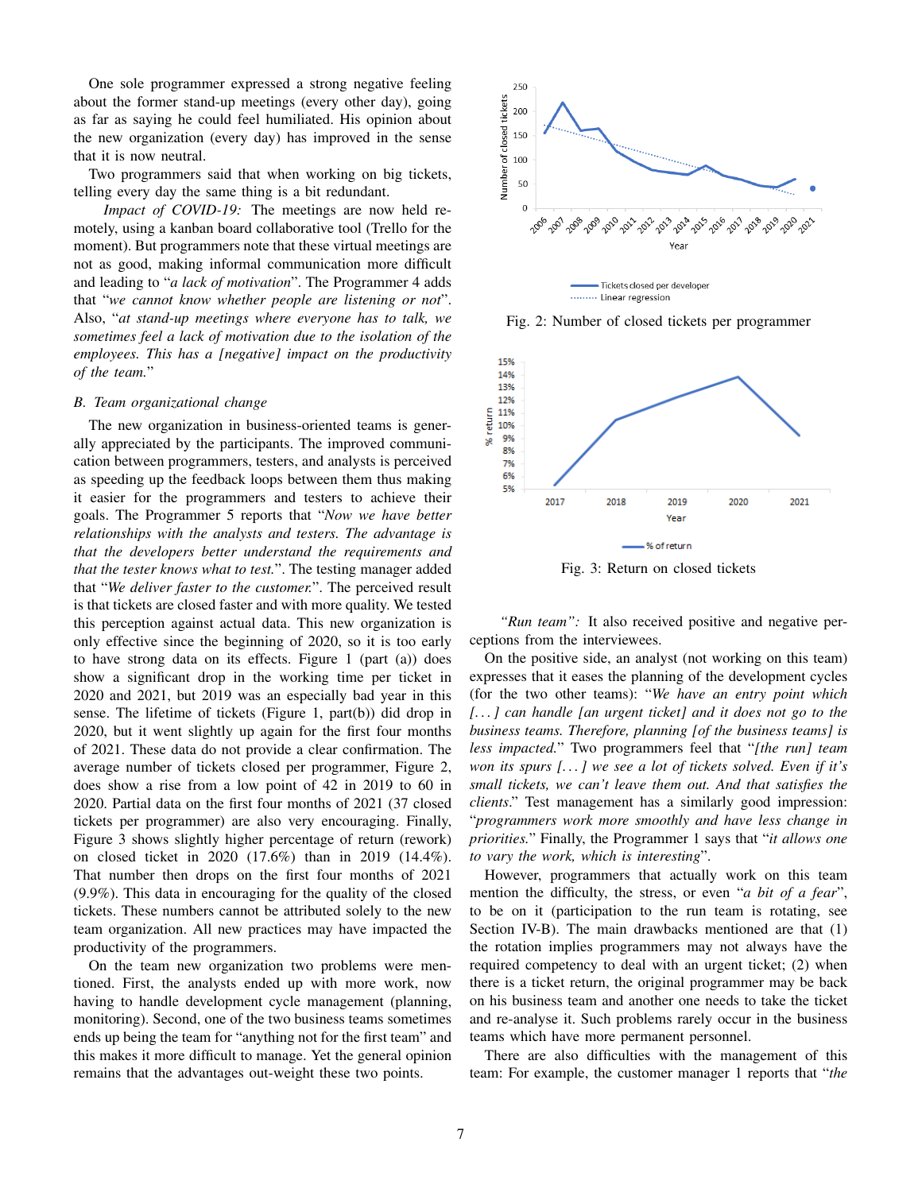One sole programmer expressed a strong negative feeling about the former stand-up meetings (every other day), going as far as saying he could feel humiliated. His opinion about the new organization (every day) has improved in the sense that it is now neutral.

Two programmers said that when working on big tickets, telling every day the same thing is a bit redundant.

*Impact of COVID-19:* The meetings are now held remotely, using a kanban board collaborative tool (Trello for the moment). But programmers note that these virtual meetings are not as good, making informal communication more difficult and leading to "*a lack of motivation*". The Programmer 4 adds that "*we cannot know whether people are listening or not*". Also, "*at stand-up meetings where everyone has to talk, we sometimes feel a lack of motivation due to the isolation of the employees. This has a [negative] impact on the productivity of the team.*"

### B. Team organizational change

The new organization in business-oriented teams is generally appreciated by the participants. The improved communication between programmers, testers, and analysts is perceived as speeding up the feedback loops between them thus making it easier for the programmers and testers to achieve their goals. The Programmer 5 reports that "*Now we have better relationships with the analysts and testers. The advantage is that the developers better understand the requirements and that the tester knows what to test.*". The testing manager added that "*We deliver faster to the customer.*". The perceived result is that tickets are closed faster and with more quality. We tested this perception against actual data. This new organization is only effective since the beginning of 2020, so it is too early to have strong data on its effects. Figure 1 (part (a)) does show a significant drop in the working time per ticket in 2020 and 2021, but 2019 was an especially bad year in this sense. The lifetime of tickets (Figure 1, part(b)) did drop in 2020, but it went slightly up again for the first four months of 2021. These data do not provide a clear confirmation. The average number of tickets closed per programmer, Figure 2, does show a rise from a low point of 42 in 2019 to 60 in 2020. Partial data on the first four months of 2021 (37 closed tickets per programmer) are also very encouraging. Finally, Figure 3 shows slightly higher percentage of return (rework) on closed ticket in 2020 (17.6%) than in 2019 (14.4%). That number then drops on the first four months of 2021 (9.9%). This data in encouraging for the quality of the closed tickets. These numbers cannot be attributed solely to the new team organization. All new practices may have impacted the productivity of the programmers.

On the team new organization two problems were mentioned. First, the analysts ended up with more work, now having to handle development cycle management (planning, monitoring). Second, one of the two business teams sometimes ends up being the team for "anything not for the first team" and this makes it more difficult to manage. Yet the general opinion remains that the advantages out-weight these two points.

Fig. 2: Number of closed tickets per programmer

Fig. 3: Return on closed tickets

*"Run team":* It also received positive and negative perceptions from the interviewees.

On the positive side, an analyst (not working on this team) expresses that it eases the planning of the development cycles (for the two other teams): "*We have an entry point which [...] can handle [an urgent ticket] and it does not go to the business teams. Therefore, planning [of the business teams] is less impacted.*" Two programmers feel that "*[the run] team won its spurs [...] we see a lot of tickets solved. Even if it's small tickets, we can't leave them out. And that satisfies the clients.*" Test management has a similarly good impression: "*programmers work more smoothly and have less change in priorities.*" Finally, the Programmer 1 says that "*it allows one to vary the work, which is interesting*".

However, programmers that actually work on this team mention the difficulty, the stress, or even "*a bit of a fear*", to be on it (participation to the run team is rotating, see Section IV-B). The main drawbacks mentioned are that (1) the rotation implies programmers may not always have the required competency to deal with an urgent ticket; (2) when there is a ticket return, the original programmer may be back on his business team and another one needs to take the ticket and re-analyse it. Such problems rarely occur in the business teams which have more permanent personnel.

There are also difficulties with the management of this team: For example, the customer manager 1 reports that "*the*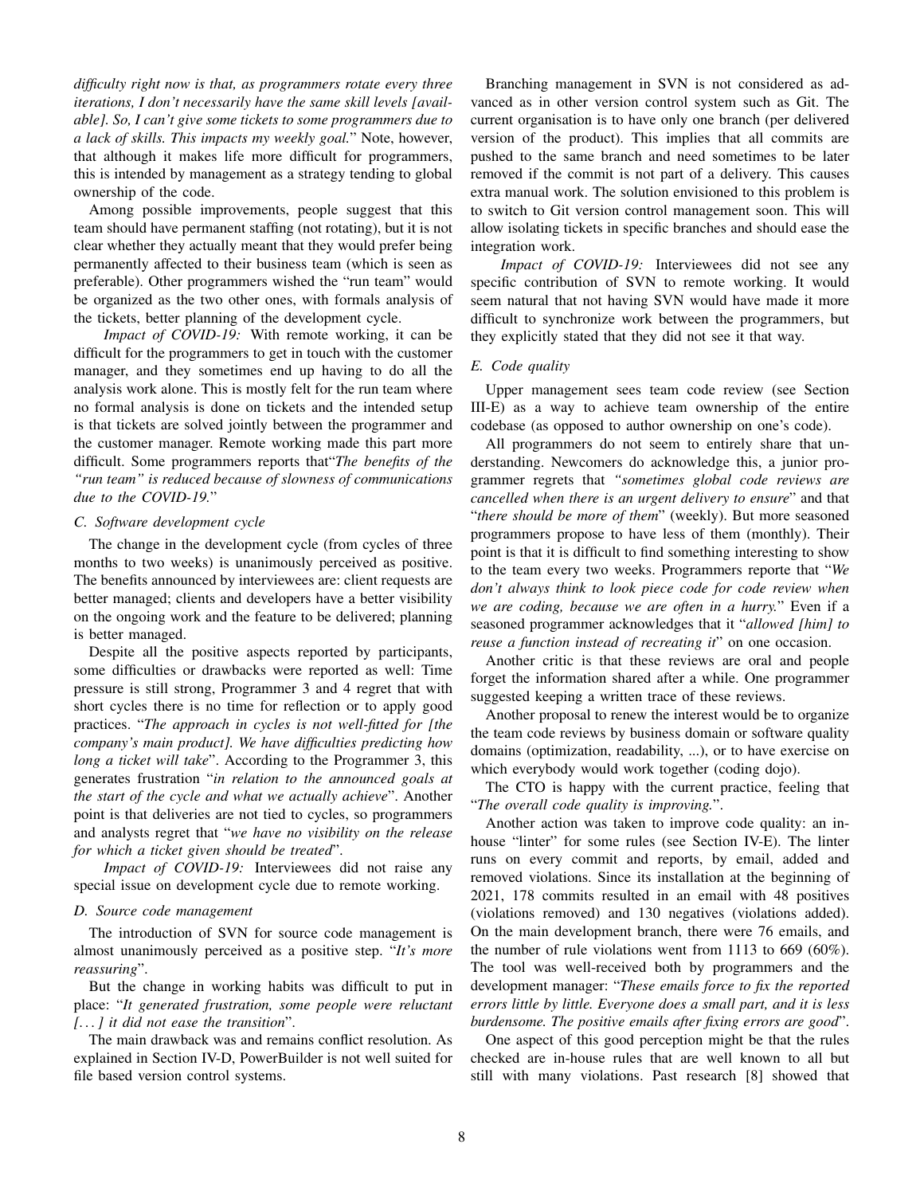*difficulty right now is that, as programmers rotate every three iterations, I don't necessarily have the same skill levels [available]. So, I can't give some tickets to some programmers due to a lack of skills. This impacts my weekly goal.*" Note, however, that although it makes life more difficult for programmers, this is intended by management as a strategy tending to global ownership of the code.

Among possible improvements, people suggest that this team should have permanent staffing (not rotating), but it is not clear whether they actually meant that they would prefer being permanently affected to their business team (which is seen as preferable). Other programmers wished the "run team" would be organized as the two other ones, with formals analysis of the tickets, better planning of the development cycle.

*Impact of COVID-19:* With remote working, it can be difficult for the programmers to get in touch with the customer manager, and they sometimes end up having to do all the analysis work alone. This is mostly felt for the run team where no formal analysis is done on tickets and the intended setup is that tickets are solved jointly between the programmer and the customer manager. Remote working made this part more difficult. Some programmers reports that"*The benefits of the "run team" is reduced because of slowness of communications due to the COVID-19.*"

### C. Software development cycle

The change in the development cycle (from cycles of three months to two weeks) is unanimously perceived as positive. The benefits announced by interviewees are: client requests are better managed; clients and developers have a better visibility on the ongoing work and the feature to be delivered; planning is better managed.

Despite all the positive aspects reported by participants, some difficulties or drawbacks were reported as well: Time pressure is still strong, Programmer 3 and 4 regret that with short cycles there is no time for reflection or to apply good practices. "*The approach in cycles is not well-fitted for [the company's main product]. We have difficulties predicting how long a ticket will take*". According to the Programmer 3, this generates frustration "*in relation to the announced goals at the start of the cycle and what we actually achieve*". Another point is that deliveries are not tied to cycles, so programmers and analysts regret that "*we have no visibility on the release for which a ticket given should be treated*".

*Impact of COVID-19:* Interviewees did not raise any special issue on development cycle due to remote working.

### D. Source code management

The introduction of SVN for source code management is almost unanimously perceived as a positive step. "*It's more reassuring*".

But the change in working habits was difficult to put in place: "*It generated frustration, some people were reluctant [...] it did not ease the transition*".

The main drawback was and remains conflict resolution. As explained in Section IV-D, PowerBuilder is not well suited for file based version control systems.

Branching management in SVN is not considered as advanced as in other version control system such as Git. The current organisation is to have only one branch (per delivered version of the product). This implies that all commits are pushed to the same branch and need sometimes to be later removed if the commit is not part of a delivery. This causes extra manual work. The solution envisioned to this problem is to switch to Git version control management soon. This will allow isolating tickets in specific branches and should ease the integration work.

*Impact of COVID-19:* Interviewees did not see any specific contribution of SVN to remote working. It would seem natural that not having SVN would have made it more difficult to synchronize work between the programmers, but they explicitly stated that they did not see it that way.

### E. Code quality

Upper management sees team code review (see Section III-E) as a way to achieve team ownership of the entire codebase (as opposed to author ownership on one's code).

All programmers do not seem to entirely share that understanding. Newcomers do acknowledge this, a junior programmer regrets that *"sometimes global code reviews are cancelled when there is an urgent delivery to ensure*" and that "*there should be more of them*" (weekly). But more seasoned programmers propose to have less of them (monthly). Their point is that it is difficult to find something interesting to show to the team every two weeks. Programmers reporte that "*We don't always think to look piece code for code review when we are coding, because we are often in a hurry.*" Even if a seasoned programmer acknowledges that it "*allowed [him] to reuse a function instead of recreating it*" on one occasion.

Another critic is that these reviews are oral and people forget the information shared after a while. One programmer suggested keeping a written trace of these reviews.

Another proposal to renew the interest would be to organize the team code reviews by business domain or software quality domains (optimization, readability, ...), or to have exercise on which everybody would work together (coding dojo).

The CTO is happy with the current practice, feeling that "*The overall code quality is improving.*".

Another action was taken to improve code quality: an in-house "linter" for some rules (see Section IV-E). The linter runs on every commit and reports, by email, added and removed violations. Since its installation at the beginning of 2021, 178 commits resulted in an email with 48 positives (violations removed) and 130 negatives (violations added). On the main development branch, there were 76 emails, and the number of rule violations went from 1113 to 669 (60%). The tool was well-received both by programmers and the development manager: "*These emails force to fix the reported errors little by little. Everyone does a small part, and it is less burdensome. The positive emails after fixing errors are good*".

One aspect of this good perception might be that the rules checked are in-house rules that are well known to all but still with many violations. Past research [8] showed that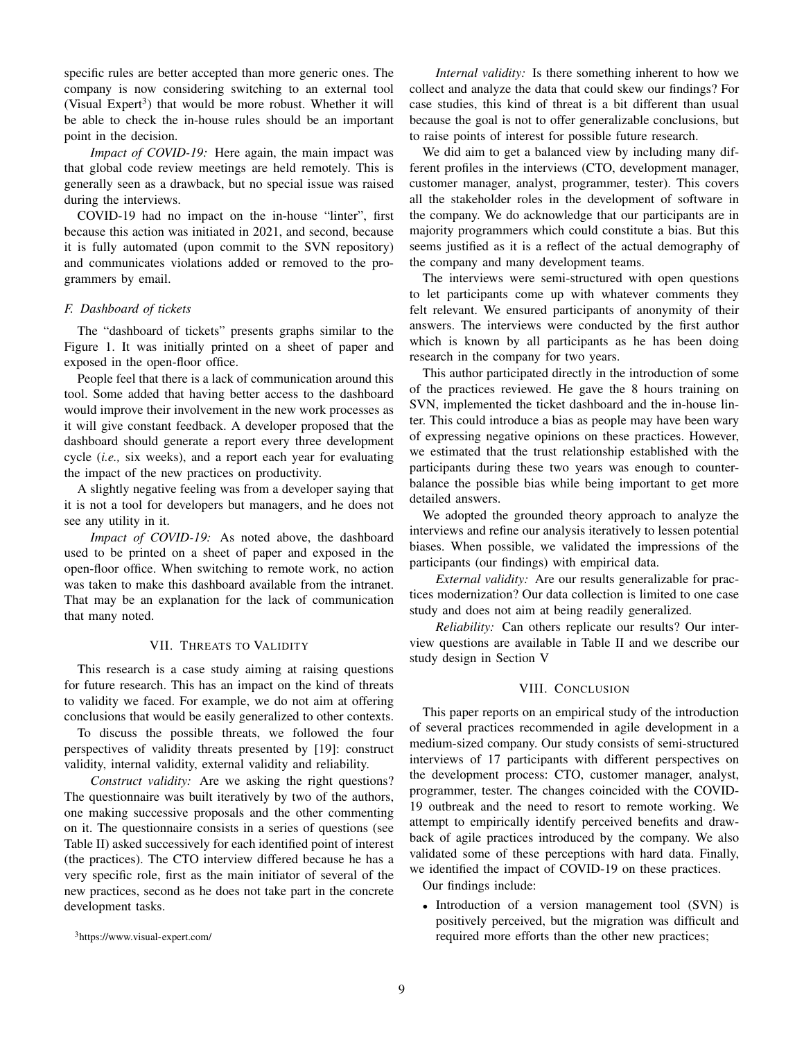specific rules are better accepted than more generic ones. The company is now considering switching to an external tool (Visual Expert[3]) that would be more robust. Whether it will be able to check the in-house rules should be an important point in the decision.

*Impact of COVID-19:* Here again, the main impact was that global code review meetings are held remotely. This is generally seen as a drawback, but no special issue was raised during the interviews.

COVID-19 had no impact on the in-house "linter", first because this action was initiated in 2021, and second, because it is fully automated (upon commit to the SVN repository) and communicates violations added or removed to the programmers by email.

### F. Dashboard of tickets

The "dashboard of tickets" presents graphs similar to the Figure 1. It was initially printed on a sheet of paper and exposed in the open-floor office.

People feel that there is a lack of communication around this tool. Some added that having better access to the dashboard would improve their involvement in the new work processes as it will give constant feedback. A developer proposed that the dashboard should generate a report every three development cycle (*i.e.,* six weeks), and a report each year for evaluating the impact of the new practices on productivity.

A slightly negative feeling was from a developer saying that it is not a tool for developers but managers, and he does not see any utility in it.

*Impact of COVID-19:* As noted above, the dashboard used to be printed on a sheet of paper and exposed in the open-floor office. When switching to remote work, no action was taken to make this dashboard available from the intranet. That may be an explanation for the lack of communication that many noted.

## VII. Threats to Validity

This research is a case study aiming at raising questions for future research. This has an impact on the kind of threats to validity we faced. For example, we do not aim at offering conclusions that would be easily generalized to other contexts.

To discuss the possible threats, we followed the four perspectives of validity threats presented by [19]: construct validity, internal validity, external validity and reliability.

*Construct validity:* Are we asking the right questions? The questionnaire was built iteratively by two of the authors, one making successive proposals and the other commenting on it. The questionnaire consists in a series of questions (see Table II) asked successively for each identified point of interest (the practices). The CTO interview differed because he has a very specific role, first as the main initiator of several of the new practices, second as he does not take part in the concrete development tasks.

*Internal validity:* Is there something inherent to how we collect and analyze the data that could skew our findings? For case studies, this kind of threat is a bit different than usual because the goal is not to offer generalizable conclusions, but to raise points of interest for possible future research.

We did aim to get a balanced view by including many different profiles in the interviews (CTO, development manager, customer manager, analyst, programmer, tester). This covers all the stakeholder roles in the development of software in the company. We do acknowledge that our participants are in majority programmers which could constitute a bias. But this seems justified as it is a reflect of the actual demography of the company and many development teams.

The interviews were semi-structured with open questions to let participants come up with whatever comments they felt relevant. We ensured participants of anonymity of their answers. The interviews were conducted by the first author which is known by all participants as he has been doing research in the company for two years.

This author participated directly in the introduction of some of the practices reviewed. He gave the 8 hours training on SVN, implemented the ticket dashboard and the in-house linter. This could introduce a bias as people may have been wary of expressing negative opinions on these practices. However, we estimated that the trust relationship established with the participants during these two years was enough to counterbalance the possible bias while being important to get more detailed answers.

We adopted the grounded theory approach to analyze the interviews and refine our analysis iteratively to lessen potential biases. When possible, we validated the impressions of the participants (our findings) with empirical data.

*External validity:* Are our results generalizable for practices modernization? Our data collection is limited to one case study and does not aim at being readily generalized.

*Reliability:* Can others replicate our results? Our interview questions are available in Table II and we describe our study design in Section V

## VIII. Conclusion

This paper reports on an empirical study of the introduction of several practices recommended in agile development in a medium-sized company. Our study consists of semi-structured interviews of 17 participants with different perspectives on the development process: CTO, customer manager, analyst, programmer, tester. The changes coincided with the COVID-19 outbreak and the need to resort to remote working. We attempt to empirically identify perceived benefits and drawback of agile practices introduced by the company. We also validated some of these perceptions with hard data. Finally, we identified the impact of COVID-19 on these practices.

Our findings include:

- Introduction of a version management tool (SVN) is positively perceived, but the migration was difficult and required more efforts than the other new practices;

[3] https://www.visual-expert.com/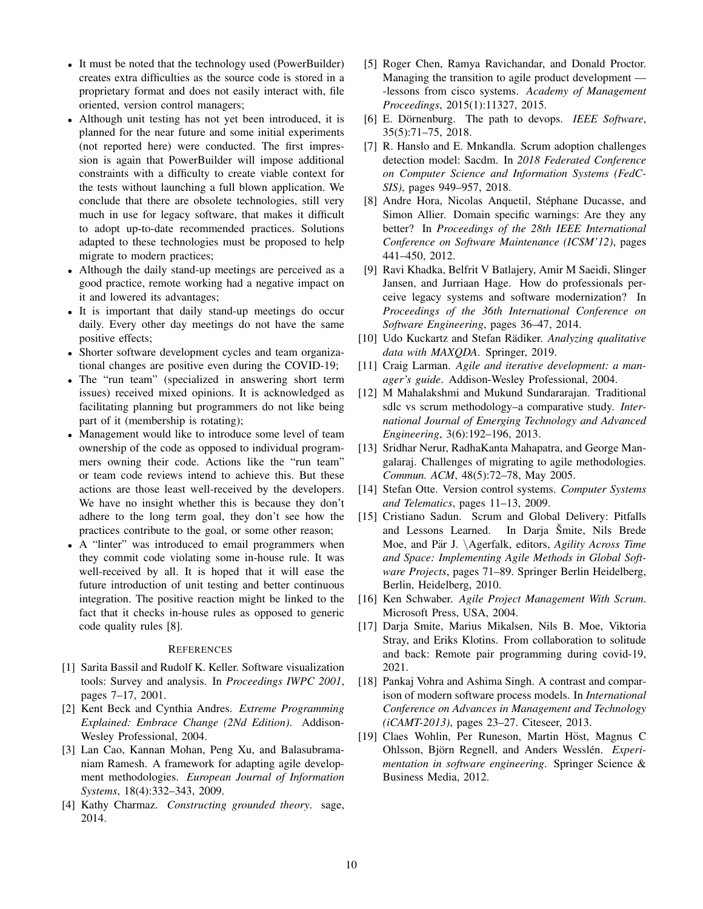- It must be noted that the technology used (PowerBuilder) creates extra difficulties as the source code is stored in a proprietary format and does not easily interact with, file oriented, version control managers;
- Although unit testing has not yet been introduced, it is planned for the near future and some initial experiments (not reported here) were conducted. The first impression is again that PowerBuilder will impose additional constraints with a difficulty to create viable context for the tests without launching a full blown application. We conclude that there are obsolete technologies, still very much in use for legacy software, that makes it difficult to adopt up-to-date recommended practices. Solutions adapted to these technologies must be proposed to help migrate to modern practices;
- Although the daily stand-up meetings are perceived as a good practice, remote working had a negative impact on it and lowered its advantages;
- It is important that daily stand-up meetings do occur daily. Every other day meetings do not have the same positive effects;
- Shorter software development cycles and team organizational changes are positive even during the COVID-19;
- The "run team" (specialized in answering short term issues) received mixed opinions. It is acknowledged as facilitating planning but programmers do not like being part of it (membership is rotating);
- Management would like to introduce some level of team ownership of the code as opposed to individual programmers owning their code. Actions like the "run team" or team code reviews intend to achieve this. But these actions are those least well-received by the developers. We have no insight whether this is because they don't adhere to the long term goal, they don't see how the practices contribute to the goal, or some other reason;
- A "linter" was introduced to email programmers when they commit code violating some in-house rule. It was well-received by all. It is hoped that it will ease the future introduction of unit testing and better continuous integration. The positive reaction might be linked to the fact that it checks in-house rules as opposed to generic code quality rules [8].

## References

[1] Sarita Bassil and Rudolf K. Keller. Software visualization tools: Survey and analysis. In *Proceedings IWPC 2001*, pages 7–17, 2001.

[2] Kent Beck and Cynthia Andres. *Extreme Programming Explained: Embrace Change (2Nd Edition)*. Addison-Wesley Professional, 2004.

[3] Lan Cao, Kannan Mohan, Peng Xu, and Balasubramaniam Ramesh. A framework for adapting agile development methodologies. *European Journal of Information Systems*, 18(4):332–343, 2009.

[4] Kathy Charmaz. *Constructing grounded theory*. sage, 2014.

[5] Roger Chen, Ramya Ravichandar, and Donald Proctor. Managing the transition to agile product development — -lessons from cisco systems. *Academy of Management Proceedings*, 2015(1):11327, 2015.

[6] E. Dörnenburg. The path to devops. *IEEE Software*, 35(5):71–75, 2018.

[7] R. Hanslo and E. Mnkandla. Scrum adoption challenges detection model: Sacdm. In *2018 Federated Conference on Computer Science and Information Systems (FedCSIS)*, pages 949–957, 2018.

[8] Andre Hora, Nicolas Anquetil, Stéphane Ducasse, and Simon Allier. Domain specific warnings: Are they any better? In *Proceedings of the 28th IEEE International Conference on Software Maintenance (ICSM'12)*, pages 441–450, 2012.

[9] Ravi Khadka, Belfrit V Batlajery, Amir M Saeidi, Slinger Jansen, and Jurriaan Hage. How do professionals perceive legacy systems and software modernization? In *Proceedings of the 36th International Conference on Software Engineering*, pages 36–47, 2014.

[10] Udo Kuckartz and Stefan Rädiker. *Analyzing qualitative data with MAXQDA*. Springer, 2019.

[11] Craig Larman. *Agile and iterative development: a manager's guide*. Addison-Wesley Professional, 2004.

[12] M Mahalakshmi and Mukund Sundararajan. Traditional sdlc vs scrum methodology–a comparative study. *International Journal of Emerging Technology and Advanced Engineering*, 3(6):192–196, 2013.

[13] Sridhar Nerur, RadhaKanta Mahapatra, and George Mangalaraj. Challenges of migrating to agile methodologies. *Commun. ACM*, 48(5):72–78, May 2005.

[14] Stefan Otte. Version control systems. *Computer Systems and Telematics*, pages 11–13, 2009.

[15] Cristiano Sadun. Scrum and Global Delivery: Pitfalls and Lessons Learned. In Darja Šmite, Nils Brede Moe, and Pär J. \Agerfalk, editors, *Agility Across Time and Space: Implementing Agile Methods in Global Software Projects*, pages 71–89. Springer Berlin Heidelberg, Berlin, Heidelberg, 2010.

[16] Ken Schwaber. *Agile Project Management With Scrum*. Microsoft Press, USA, 2004.

[17] Darja Smite, Marius Mikalsen, Nils B. Moe, Viktoria Stray, and Eriks Klotins. From collaboration to solitude and back: Remote pair programming during covid-19, 2021.

[18] Pankaj Vohra and Ashima Singh. A contrast and comparison of modern software process models. In *International Conference on Advances in Management and Technology (iCAMT-2013)*, pages 23–27. Citeseer, 2013.

[19] Claes Wohlin, Per Runeson, Martin Höst, Magnus C Ohlsson, Björn Regnell, and Anders Wesslén. *Experimentation in software engineering*. Springer Science & Business Media, 2012.